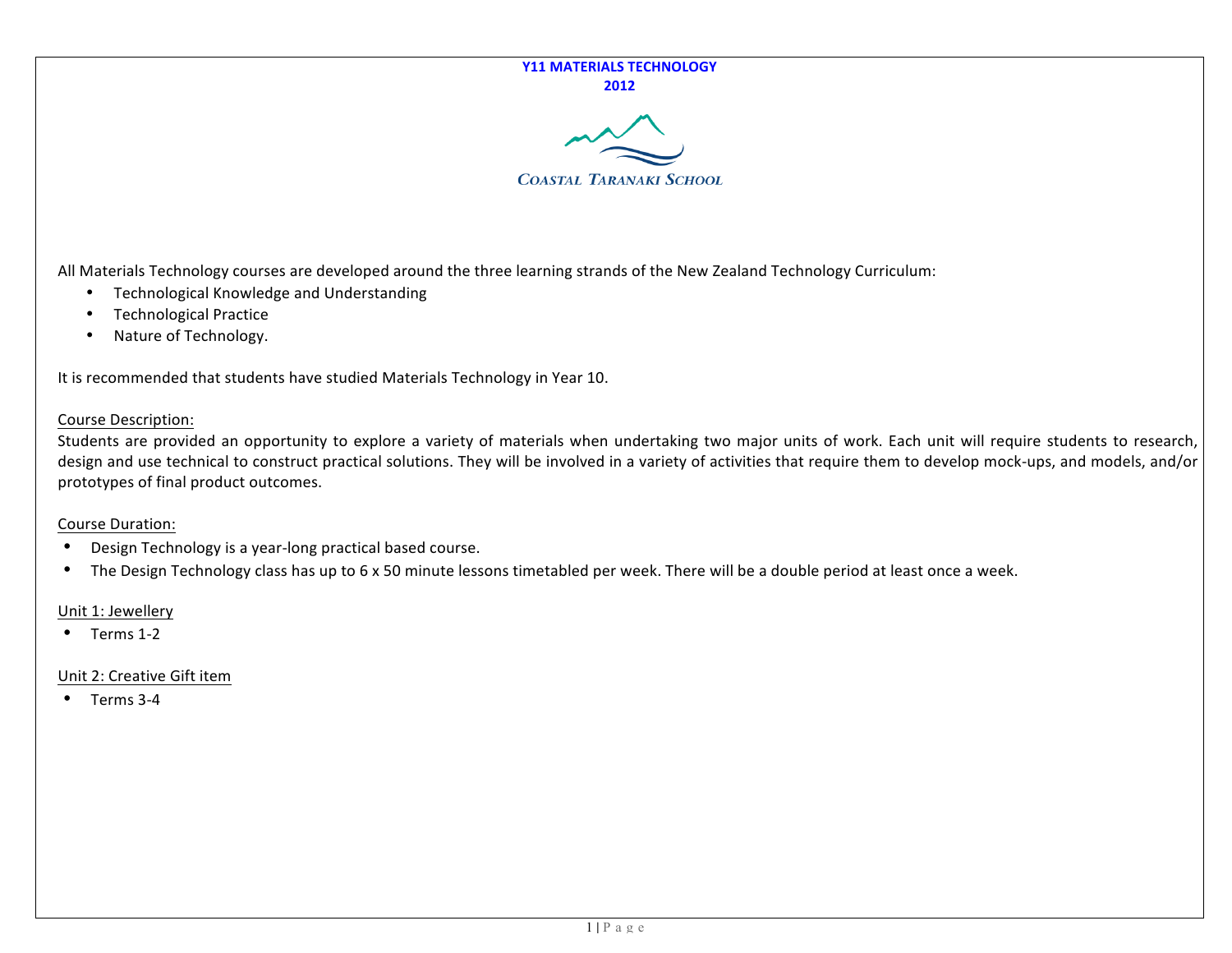# Y11 MATERIALS TECHNOLOGY
## 2012

COASTAL TARANAKI SCHOOL

All Materials Technology courses are developed around the three learning strands of the New Zealand Technology Curriculum:

- Technological Knowledge and Understanding
- Technological Practice
- Nature of Technology.

It is recommended that students have studied Materials Technology in Year 10.

<u>Course Description:</u>
Students are provided an opportunity to explore a variety of materials when undertaking two major units of work. Each unit will require students to research, design and use technical to construct practical solutions. They will be involved in a variety of activities that require them to develop mock-ups, and models, and/or prototypes of final product outcomes.

<u>Course Duration:</u>

- Design Technology is a year-long practical based course.
- The Design Technology class has up to 6 x 50 minute lessons timetabled per week. There will be a double period at least once a week.

<u>Unit 1: Jewellery</u>

- Terms 1-2

<u>Unit 2: Creative Gift item</u>

- Terms 3-4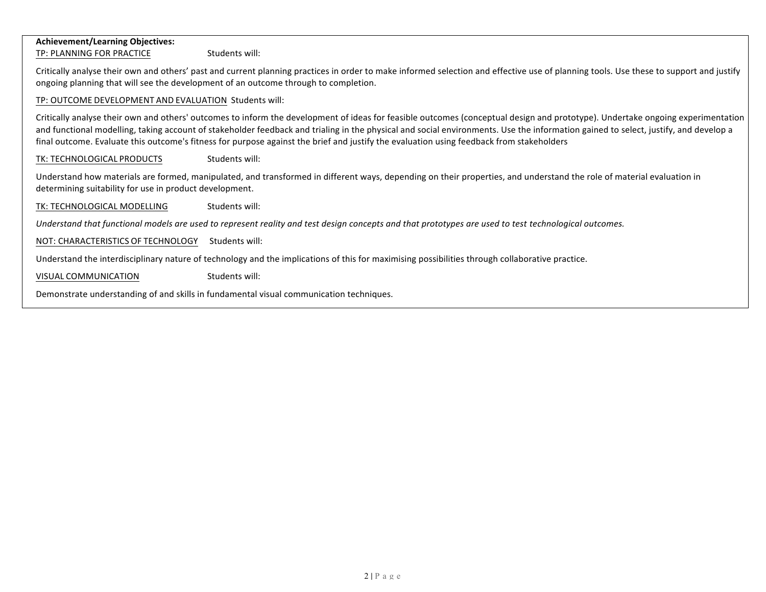**Achievement/Learning Objectives:**

TP: PLANNING FOR PRACTICE Students will:

Critically analyse their own and others' past and current planning practices in order to make informed selection and effective use of planning tools. Use these to support and justify ongoing planning that will see the development of an outcome through to completion.

TP: OUTCOME DEVELOPMENT AND EVALUATION Students will:

Critically analyse their own and others' outcomes to inform the development of ideas for feasible outcomes (conceptual design and prototype). Undertake ongoing experimentation and functional modelling, taking account of stakeholder feedback and trialing in the physical and social environments. Use the information gained to select, justify, and develop a final outcome. Evaluate this outcome's fitness for purpose against the brief and justify the evaluation using feedback from stakeholders

TK: TECHNOLOGICAL PRODUCTS Students will:

Understand how materials are formed, manipulated, and transformed in different ways, depending on their properties, and understand the role of material evaluation in determining suitability for use in product development.

TK: TECHNOLOGICAL MODELLING Students will:

*Understand that functional models are used to represent reality and test design concepts and that prototypes are used to test technological outcomes.*

NOT: CHARACTERISTICS OF TECHNOLOGY Students will:

Understand the interdisciplinary nature of technology and the implications of this for maximising possibilities through collaborative practice.

VISUAL COMMUNICATION Students will:

Demonstrate understanding of and skills in fundamental visual communication techniques.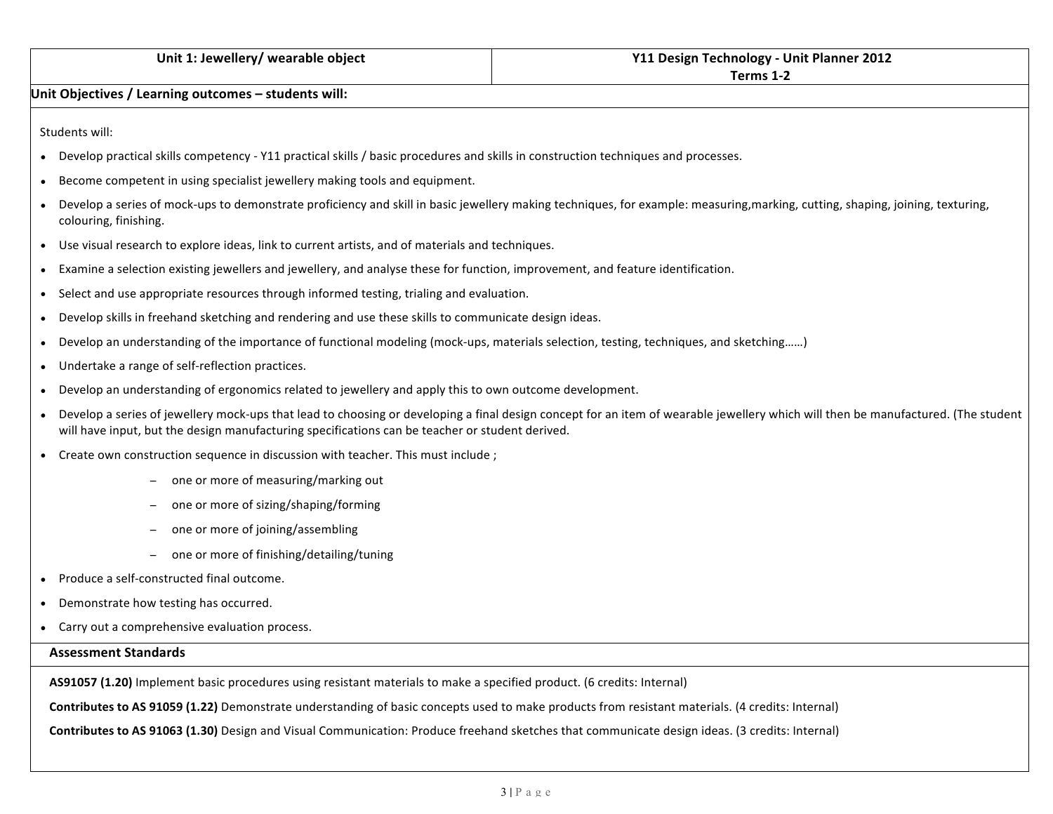| Unit 1: Jewellery/ wearable object | Y11 Design Technology - Unit Planner 2012<br>Terms 1-2 |
| --- | --- |

## Unit Objectives / Learning outcomes – students will:

Students will:

- Develop practical skills competency - Y11 practical skills / basic procedures and skills in construction techniques and processes.
- Become competent in using specialist jewellery making tools and equipment.
- Develop a series of mock-ups to demonstrate proficiency and skill in basic jewellery making techniques, for example: measuring,marking, cutting, shaping, joining, texturing, colouring, finishing.
- Use visual research to explore ideas, link to current artists, and of materials and techniques.
- Examine a selection existing jewellers and jewellery, and analyse these for function, improvement, and feature identification.
- Select and use appropriate resources through informed testing, trialing and evaluation.
- Develop skills in freehand sketching and rendering and use these skills to communicate design ideas.
- Develop an understanding of the importance of functional modeling (mock-ups, materials selection, testing, techniques, and sketching……)
- Undertake a range of self-reflection practices.
- Develop an understanding of ergonomics related to jewellery and apply this to own outcome development.
- Develop a series of jewellery mock-ups that lead to choosing or developing a final design concept for an item of wearable jewellery which will then be manufactured. (The student will have input, but the design manufacturing specifications can be teacher or student derived.
- Create own construction sequence in discussion with teacher. This must include ;
  - one or more of measuring/marking out
  - one or more of sizing/shaping/forming
  - one or more of joining/assembling
  - one or more of finishing/detailing/tuning
- Produce a self-constructed final outcome.
- Demonstrate how testing has occurred.
- Carry out a comprehensive evaluation process.

## Assessment Standards

**AS91057 (1.20)** Implement basic procedures using resistant materials to make a specified product. (6 credits: Internal)

**Contributes to AS 91059 (1.22)** Demonstrate understanding of basic concepts used to make products from resistant materials. (4 credits: Internal)

**Contributes to AS 91063 (1.30)** Design and Visual Communication: Produce freehand sketches that communicate design ideas. (3 credits: Internal)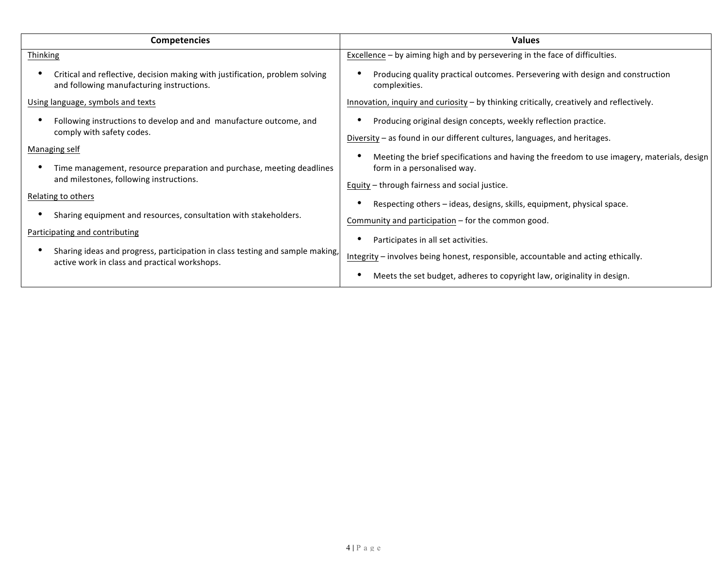| Competencies | Values |
| --- | --- |
| Thinking<br>• Critical and reflective, decision making with justification, problem solving and following manufacturing instructions.<br>Using language, symbols and texts<br>• Following instructions to develop and and manufacture outcome, and comply with safety codes.<br>Managing self<br>• Time management, resource preparation and purchase, meeting deadlines and milestones, following instructions.<br>Relating to others<br>• Sharing equipment and resources, consultation with stakeholders.<br>Participating and contributing<br>• Sharing ideas and progress, participation in class testing and sample making, active work in class and practical workshops. | Excellence – by aiming high and by persevering in the face of difficulties.<br>• Producing quality practical outcomes. Persevering with design and construction complexities.<br>Innovation, inquiry and curiosity – by thinking critically, creatively and reflectively.<br>• Producing original design concepts, weekly reflection practice.<br>Diversity – as found in our different cultures, languages, and heritages.<br>• Meeting the brief specifications and having the freedom to use imagery, materials, design form in a personalised way.<br>Equity – through fairness and social justice.<br>• Respecting others – ideas, designs, skills, equipment, physical space.<br>Community and participation – for the common good.<br>• Participates in all set activities.<br>Integrity – involves being honest, responsible, accountable and acting ethically.<br>• Meets the set budget, adheres to copyright law, originality in design. |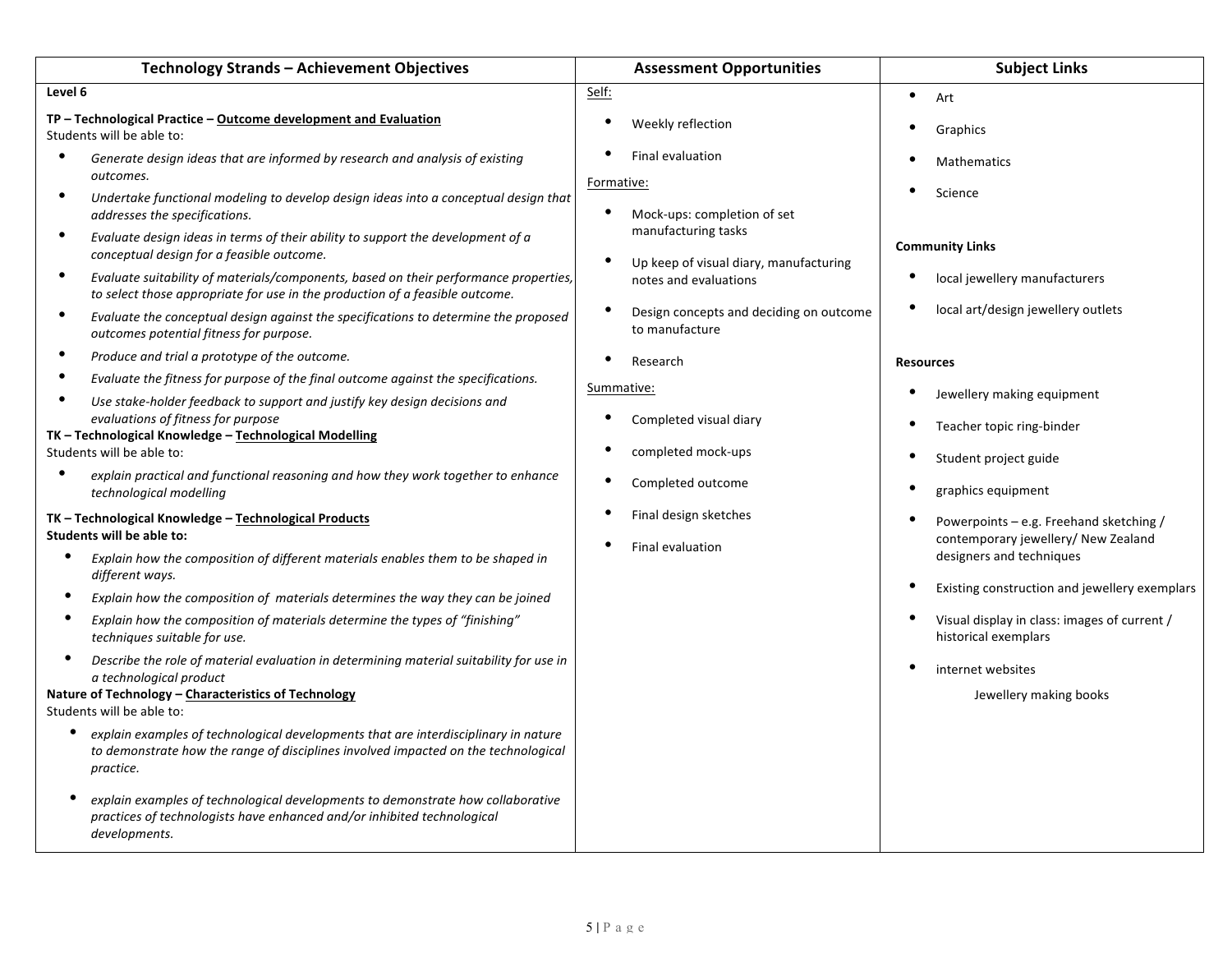| Technology Strands – Achievement Objectives | Assessment Opportunities | Subject Links |
|---|---|---|
| **Level 6**<br><br>**TP – Technological Practice – <u>Outcome development and Evaluation</u>**<br>Students will be able to:<br>• *Generate design ideas that are informed by research and analysis of existing outcomes.*<br>• *Undertake functional modeling to develop design ideas into a conceptual design that addresses the specifications.*<br>• *Evaluate design ideas in terms of their ability to support the development of a conceptual design for a feasible outcome.*<br>• *Evaluate suitability of materials/components, based on their performance properties, to select those appropriate for use in the production of a feasible outcome.*<br>• *Evaluate the conceptual design against the specifications to determine the proposed outcomes potential fitness for purpose.*<br>• *Produce and trial a prototype of the outcome.*<br>• *Evaluate the fitness for purpose of the final outcome against the specifications.*<br>• *Use stake-holder feedback to support and justify key design decisions and evaluations of fitness for purpose*<br><br>**TK – Technological Knowledge – <u>Technological Modelling</u>**<br>Students will be able to:<br>• *explain practical and functional reasoning and how they work together to enhance technological modelling*<br><br>**TK – Technological Knowledge – <u>Technological Products</u>**<br>**Students will be able to:**<br>• *Explain how the composition of different materials enables them to be shaped in different ways.*<br>• *Explain how the composition of materials determines the way they can be joined*<br>• *Explain how the composition of materials determine the types of "finishing" techniques suitable for use.*<br>• *Describe the role of material evaluation in determining material suitability for use in a technological product*<br><br>**Nature of Technology – <u>Characteristics of Technology</u>**<br>Students will be able to:<br>• *explain examples of technological developments that are interdisciplinary in nature to demonstrate how the range of disciplines involved impacted on the technological practice.*<br>• *explain examples of technological developments to demonstrate how collaborative practices of technologists have enhanced and/or inhibited technological developments.* | <u>Self:</u><br>• Weekly reflection<br>• Final evaluation<br><br><u>Formative:</u><br>• Mock-ups: completion of set manufacturing tasks<br>• Up keep of visual diary, manufacturing notes and evaluations<br>• Design concepts and deciding on outcome to manufacture<br>• Research<br><br><u>Summative:</u><br>• Completed visual diary<br>• completed mock-ups<br>• Completed outcome<br>• Final design sketches<br>• Final evaluation | • Art<br>• Graphics<br>• Mathematics<br>• Science<br><br>**Community Links**<br>• local jewellery manufacturers<br>• local art/design jewellery outlets<br><br>**Resources**<br>• Jewellery making equipment<br>• Teacher topic ring-binder<br>• Student project guide<br>• graphics equipment<br>• Powerpoints – e.g. Freehand sketching / contemporary jewellery/ New Zealand designers and techniques<br>• Existing construction and jewellery exemplars<br>• Visual display in class: images of current / historical exemplars<br>• internet websites<br>Jewellery making books |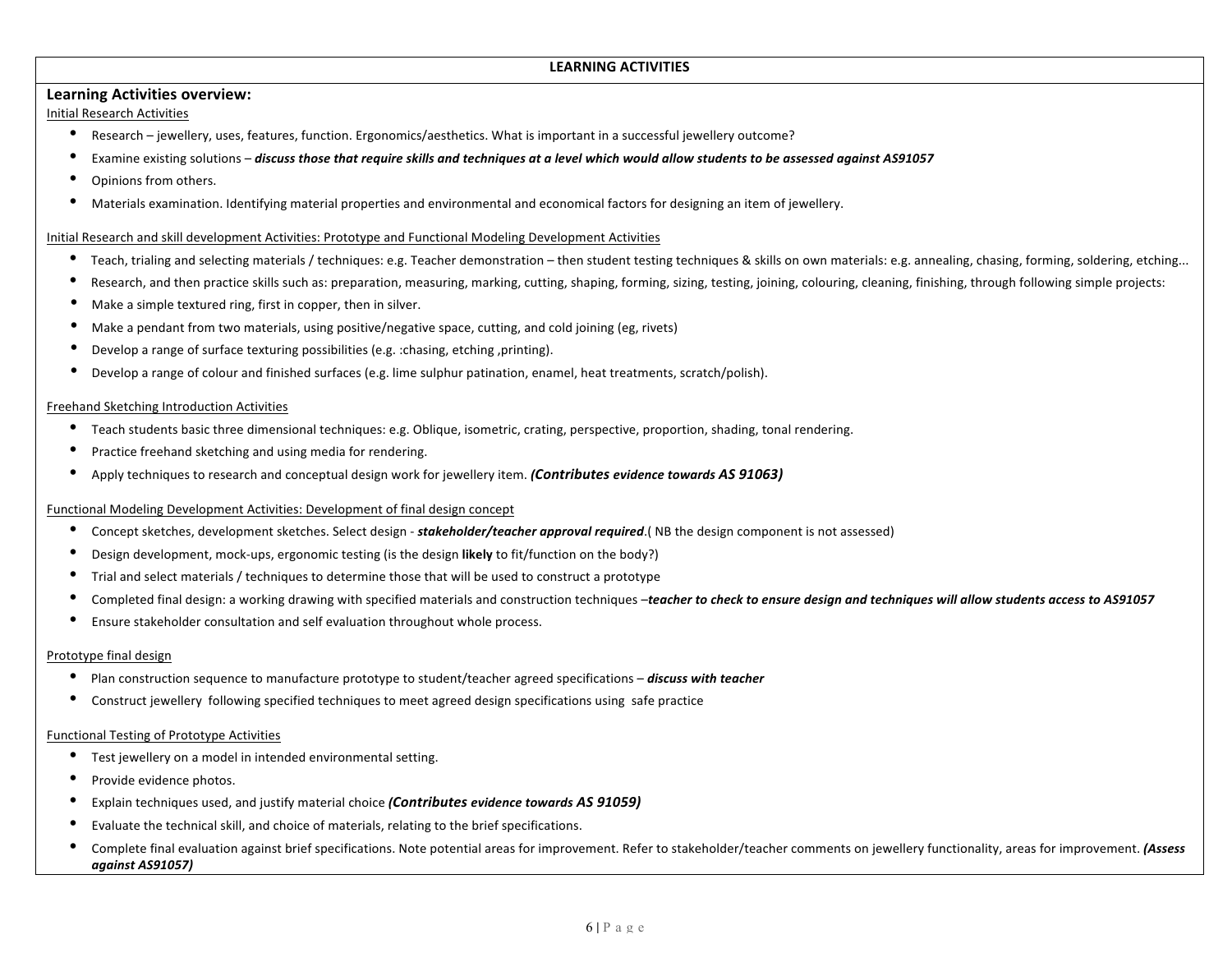## LEARNING ACTIVITIES

### Learning Activities overview:

Initial Research Activities

- Research – jewellery, uses, features, function. Ergonomics/aesthetics. What is important in a successful jewellery outcome?
- Examine existing solutions – ***discuss those that require skills and techniques at a level which would allow students to be assessed against AS91057***
- Opinions from others.
- Materials examination. Identifying material properties and environmental and economical factors for designing an item of jewellery.

Initial Research and skill development Activities: Prototype and Functional Modeling Development Activities

- Teach, trialing and selecting materials / techniques: e.g. Teacher demonstration – then student testing techniques & skills on own materials: e.g. annealing, chasing, forming, soldering, etching...
- Research, and then practice skills such as: preparation, measuring, marking, cutting, shaping, forming, sizing, testing, joining, colouring, cleaning, finishing, through following simple projects:
- Make a simple textured ring, first in copper, then in silver.
- Make a pendant from two materials, using positive/negative space, cutting, and cold joining (eg, rivets)
- Develop a range of surface texturing possibilities (e.g. :chasing, etching ,printing).
- Develop a range of colour and finished surfaces (e.g. lime sulphur patination, enamel, heat treatments, scratch/polish).

Freehand Sketching Introduction Activities

- Teach students basic three dimensional techniques: e.g. Oblique, isometric, crating, perspective, proportion, shading, tonal rendering.
- Practice freehand sketching and using media for rendering.
- Apply techniques to research and conceptual design work for jewellery item. ***(Contributes evidence towards AS 91063)***

Functional Modeling Development Activities: Development of final design concept

- Concept sketches, development sketches. Select design - ***stakeholder/teacher approval required***.( NB the design component is not assessed)
- Design development, mock-ups, ergonomic testing (is the design **likely** to fit/function on the body?)
- Trial and select materials / techniques to determine those that will be used to construct a prototype
- Completed final design: a working drawing with specified materials and construction techniques –***teacher to check to ensure design and techniques will allow students access to AS91057***
- Ensure stakeholder consultation and self evaluation throughout whole process.

Prototype final design

- Plan construction sequence to manufacture prototype to student/teacher agreed specifications – ***discuss with teacher***
- Construct jewellery following specified techniques to meet agreed design specifications using safe practice

Functional Testing of Prototype Activities

- Test jewellery on a model in intended environmental setting.
- Provide evidence photos.
- Explain techniques used, and justify material choice ***(Contributes evidence towards AS 91059)***
- Evaluate the technical skill, and choice of materials, relating to the brief specifications.
- Complete final evaluation against brief specifications. Note potential areas for improvement. Refer to stakeholder/teacher comments on jewellery functionality, areas for improvement. ***(Assess against AS91057)***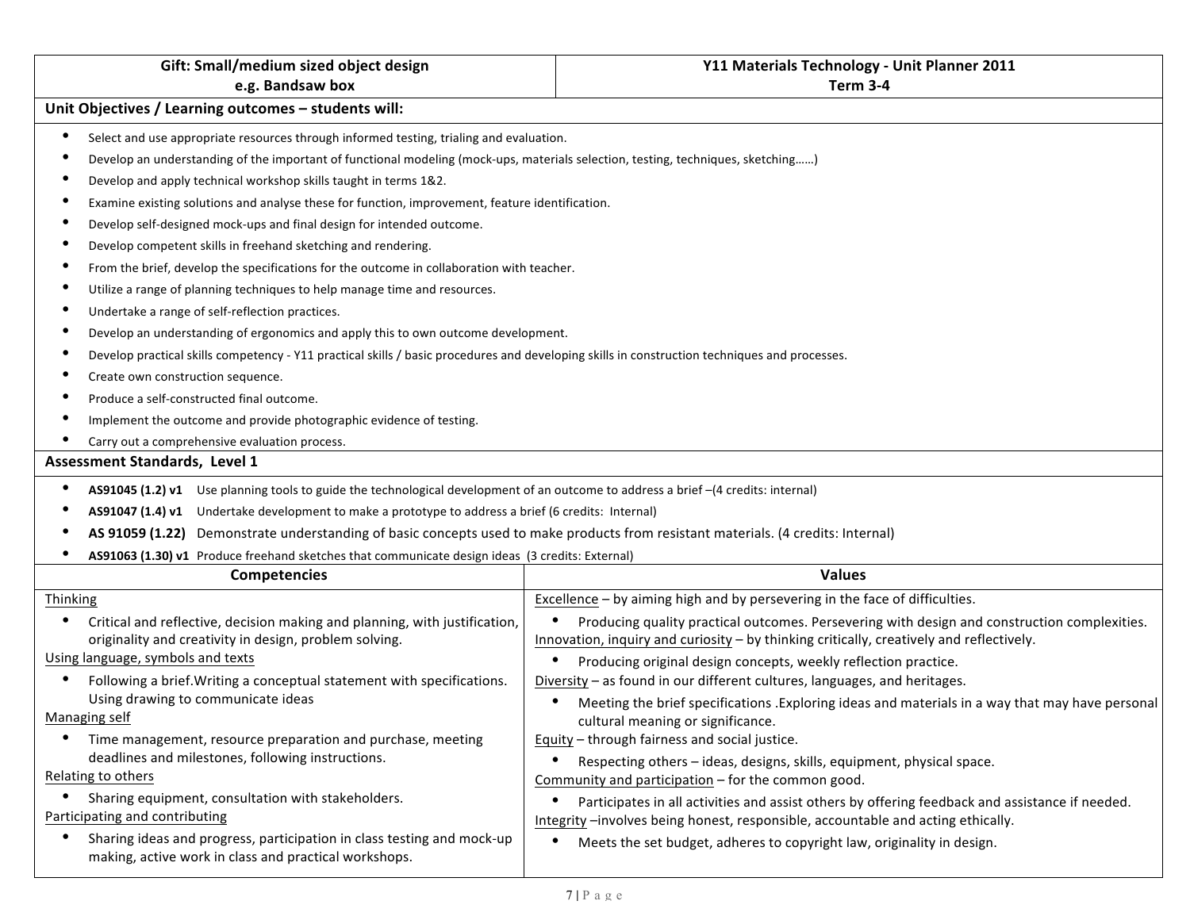| Gift: Small/medium sized object design e.g. Bandsaw box | Y11 Materials Technology - Unit Planner 2011 Term 3-4 |
|---|---|

**Unit Objectives / Learning outcomes – students will:**

- Select and use appropriate resources through informed testing, trialing and evaluation.
- Develop an understanding of the important of functional modeling (mock-ups, materials selection, testing, techniques, sketching……)
- Develop and apply technical workshop skills taught in terms 1&2.
- Examine existing solutions and analyse these for function, improvement, feature identification.
- Develop self-designed mock-ups and final design for intended outcome.
- Develop competent skills in freehand sketching and rendering.
- From the brief, develop the specifications for the outcome in collaboration with teacher.
- Utilize a range of planning techniques to help manage time and resources.
- Undertake a range of self-reflection practices.
- Develop an understanding of ergonomics and apply this to own outcome development.
- Develop practical skills competency - Y11 practical skills / basic procedures and developing skills in construction techniques and processes.
- Create own construction sequence.
- Produce a self-constructed final outcome.
- Implement the outcome and provide photographic evidence of testing.
- Carry out a comprehensive evaluation process.

**Assessment Standards, Level 1**

- **AS91045 (1.2) v1** Use planning tools to guide the technological development of an outcome to address a brief –(4 credits: internal)
- **AS91047 (1.4) v1** Undertake development to make a prototype to address a brief (6 credits: Internal)
- **AS 91059 (1.22)** Demonstrate understanding of basic concepts used to make products from resistant materials. (4 credits: Internal)
- **AS91063 (1.30) v1** Produce freehand sketches that communicate design ideas (3 credits: External)

| Competencies | Values |
|---|---|
| Thinking<br>• Critical and reflective, decision making and planning, with justification, originality and creativity in design, problem solving.<br>Using language, symbols and texts<br>• Following a brief.Writing a conceptual statement with specifications. Using drawing to communicate ideas<br>Managing self<br>• Time management, resource preparation and purchase, meeting deadlines and milestones, following instructions.<br>Relating to others<br>• Sharing equipment, consultation with stakeholders.<br>Participating and contributing<br>• Sharing ideas and progress, participation in class testing and mock-up making, active work in class and practical workshops. | Excellence – by aiming high and by persevering in the face of difficulties.<br>• Producing quality practical outcomes. Persevering with design and construction complexities.<br>Innovation, inquiry and curiosity – by thinking critically, creatively and reflectively.<br>• Producing original design concepts, weekly reflection practice.<br>Diversity – as found in our different cultures, languages, and heritages.<br>• Meeting the brief specifications .Exploring ideas and materials in a way that may have personal cultural meaning or significance.<br>Equity – through fairness and social justice.<br>• Respecting others – ideas, designs, skills, equipment, physical space.<br>Community and participation – for the common good.<br>• Participates in all activities and assist others by offering feedback and assistance if needed.<br>Integrity –involves being honest, responsible, accountable and acting ethically.<br>• Meets the set budget, adheres to copyright law, originality in design. |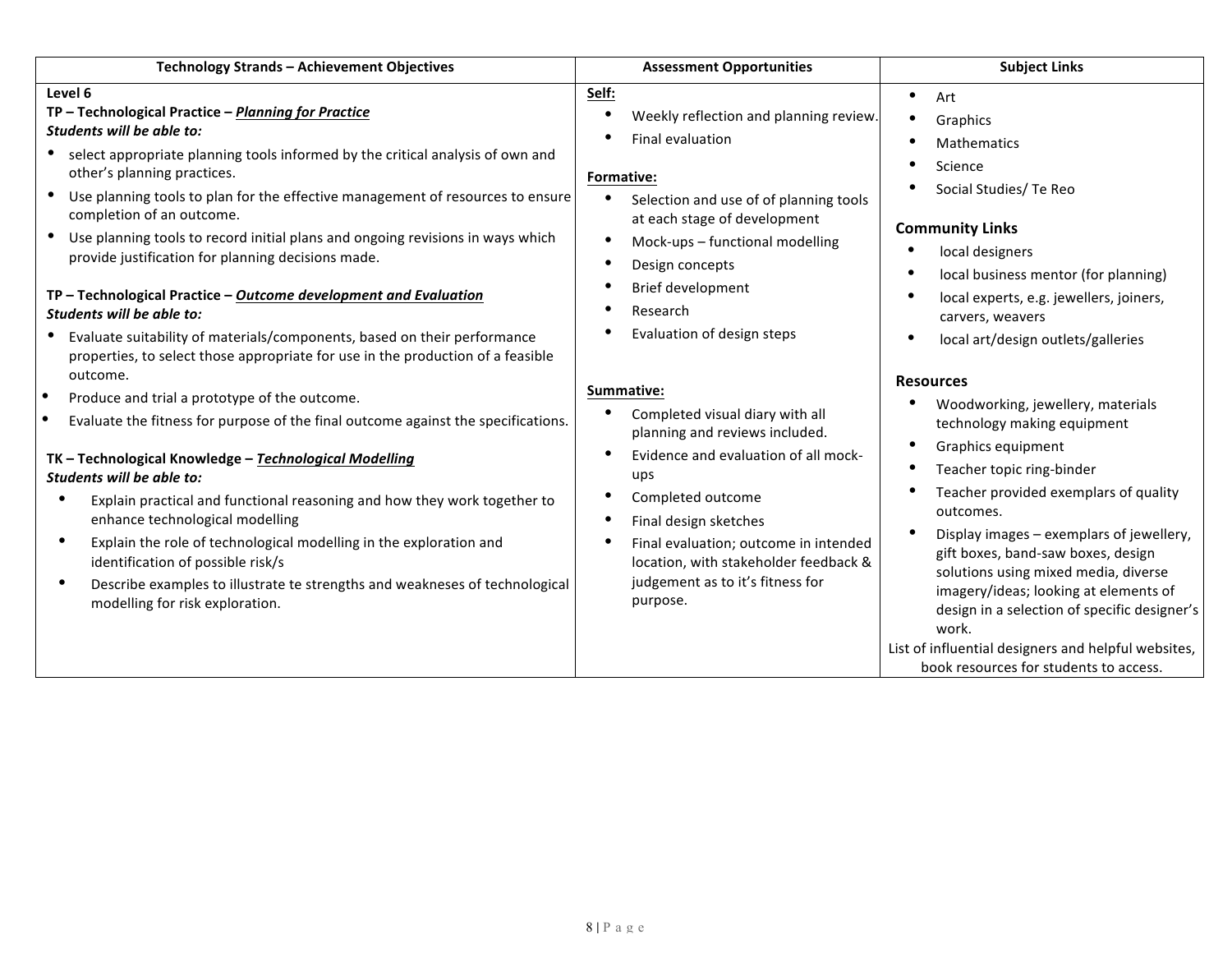| Technology Strands – Achievement Objectives | Assessment Opportunities | Subject Links |
|---|---|---|
| **Level 6**<br>**TP – Technological Practice – *Planning for Practice***<br>***Students will be able to:***<br>• select appropriate planning tools informed by the critical analysis of own and other's planning practices.<br>• Use planning tools to plan for the effective management of resources to ensure completion of an outcome.<br>• Use planning tools to record initial plans and ongoing revisions in ways which provide justification for planning decisions made.<br><br>**TP – Technological Practice – *Outcome development and Evaluation***<br>***Students will be able to:***<br>• Evaluate suitability of materials/components, based on their performance properties, to select those appropriate for use in the production of a feasible outcome.<br>• Produce and trial a prototype of the outcome.<br>• Evaluate the fitness for purpose of the final outcome against the specifications.<br><br>**TK – Technological Knowledge – *Technological Modelling***<br>***Students will be able to:***<br>• Explain practical and functional reasoning and how they work together to enhance technological modelling<br>• Explain the role of technological modelling in the exploration and identification of possible risk/s<br>• Describe examples to illustrate te strengths and weakneses of technological modelling for risk exploration. | **Self:**<br>• Weekly reflection and planning review.<br>• Final evaluation<br><br>**Formative:**<br>• Selection and use of of planning tools at each stage of development<br>• Mock-ups – functional modelling<br>• Design concepts<br>• Brief development<br>• Research<br>• Evaluation of design steps<br><br>**Summative:**<br>• Completed visual diary with all planning and reviews included.<br>• Evidence and evaluation of all mock-ups<br>• Completed outcome<br>• Final design sketches<br>• Final evaluation; outcome in intended location, with stakeholder feedback & judgement as to it's fitness for purpose. | • Art<br>• Graphics<br>• Mathematics<br>• Science<br>• Social Studies/ Te Reo<br><br>**Community Links**<br>• local designers<br>• local business mentor (for planning)<br>• local experts, e.g. jewellers, joiners, carvers, weavers<br>• local art/design outlets/galleries<br><br>**Resources**<br>• Woodworking, jewellery, materials technology making equipment<br>• Graphics equipment<br>• Teacher topic ring-binder<br>• Teacher provided exemplars of quality outcomes.<br>• Display images – exemplars of jewellery, gift boxes, band-saw boxes, design solutions using mixed media, diverse imagery/ideas; looking at elements of design in a selection of specific designer's work.<br>List of influential designers and helpful websites, book resources for students to access. |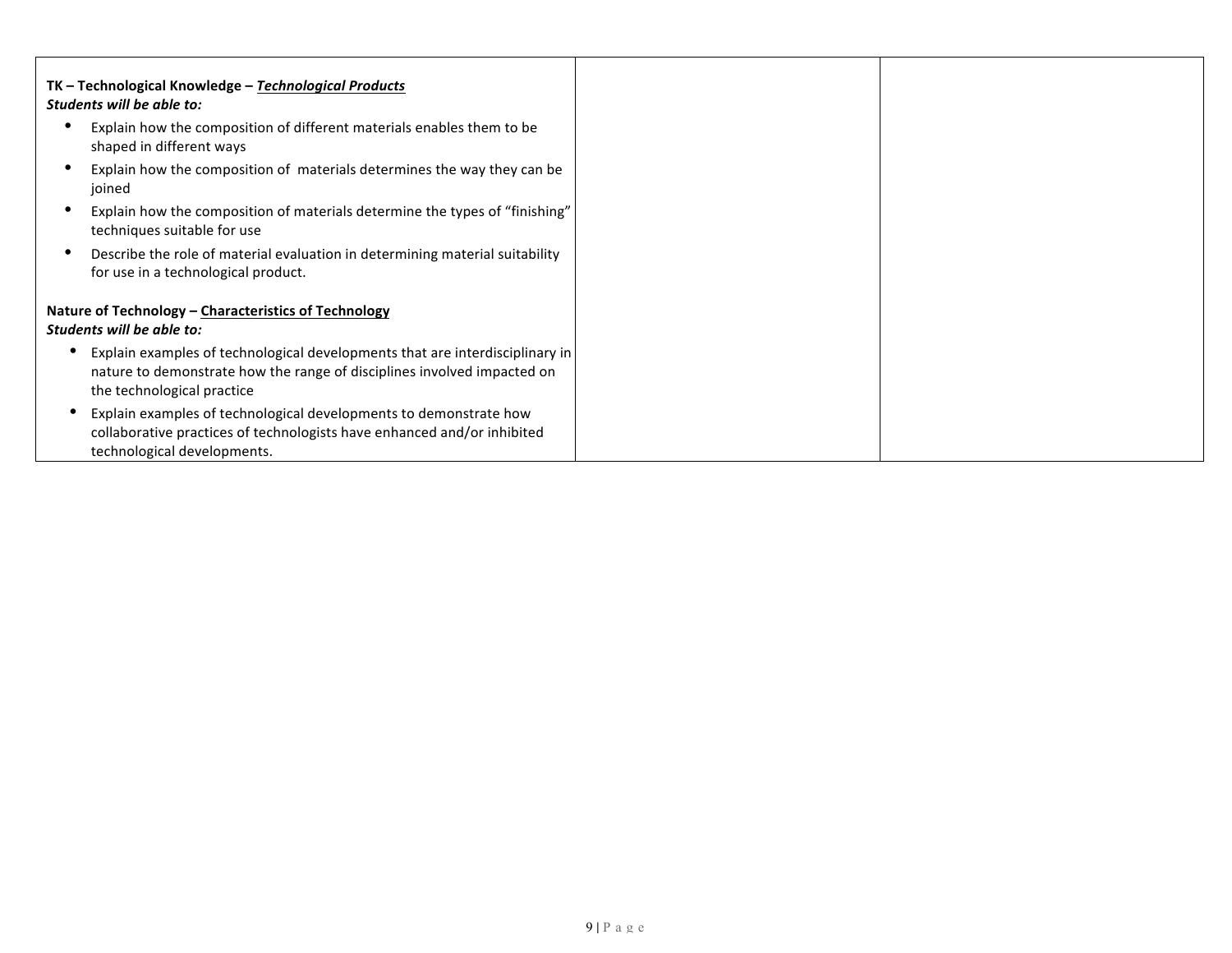| TK – Technological Knowledge – ***Technological Products***<br>***Students will be able to:***<br>• Explain how the composition of different materials enables them to be shaped in different ways<br>• Explain how the composition of  materials determines the way they can be joined<br>• Explain how the composition of materials determine the types of "finishing" techniques suitable for use<br>• Describe the role of material evaluation in determining material suitability for use in a technological product.<br><br>**Nature of Technology – Characteristics of Technology**<br>***Students will be able to:***<br>• Explain examples of technological developments that are interdisciplinary in nature to demonstrate how the range of disciplines involved impacted on the technological practice<br>• Explain examples of technological developments to demonstrate how collaborative practices of technologists have enhanced and/or inhibited technological developments. | | |
|---|---|---|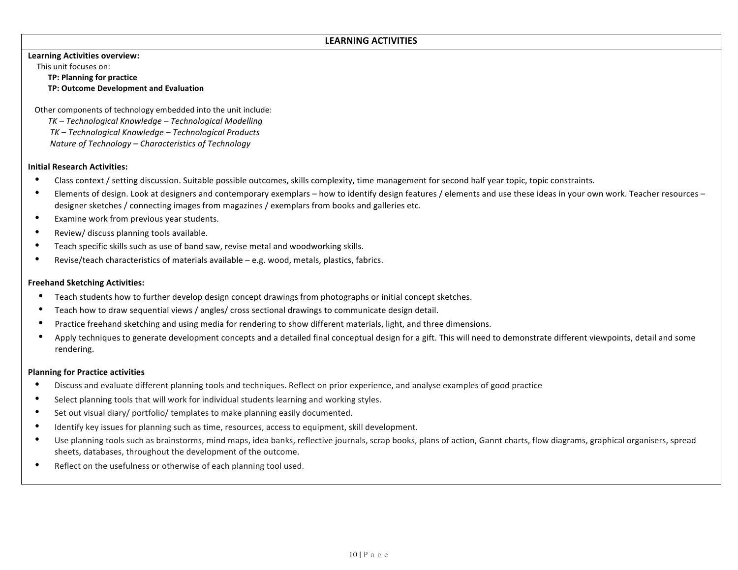## LEARNING ACTIVITIES

**Learning Activities overview:**

This unit focuses on:

**TP: Planning for practice**
**TP: Outcome Development and Evaluation**

Other components of technology embedded into the unit include:

*TK – Technological Knowledge – Technological Modelling*
*TK – Technological Knowledge – Technological Products*
*Nature of Technology – Characteristics of Technology*

**Initial Research Activities:**

- Class context / setting discussion. Suitable possible outcomes, skills complexity, time management for second half year topic, topic constraints.
- Elements of design. Look at designers and contemporary exemplars – how to identify design features / elements and use these ideas in your own work. Teacher resources – designer sketches / connecting images from magazines / exemplars from books and galleries etc.
- Examine work from previous year students.
- Review/ discuss planning tools available.
- Teach specific skills such as use of band saw, revise metal and woodworking skills.
- Revise/teach characteristics of materials available – e.g. wood, metals, plastics, fabrics.

**Freehand Sketching Activities:**

- Teach students how to further develop design concept drawings from photographs or initial concept sketches.
- Teach how to draw sequential views / angles/ cross sectional drawings to communicate design detail.
- Practice freehand sketching and using media for rendering to show different materials, light, and three dimensions.
- Apply techniques to generate development concepts and a detailed final conceptual design for a gift. This will need to demonstrate different viewpoints, detail and some rendering.

**Planning for Practice activities**

- Discuss and evaluate different planning tools and techniques. Reflect on prior experience, and analyse examples of good practice
- Select planning tools that will work for individual students learning and working styles.
- Set out visual diary/ portfolio/ templates to make planning easily documented.
- Identify key issues for planning such as time, resources, access to equipment, skill development.
- Use planning tools such as brainstorms, mind maps, idea banks, reflective journals, scrap books, plans of action, Gannt charts, flow diagrams, graphical organisers, spread sheets, databases, throughout the development of the outcome.
- Reflect on the usefulness or otherwise of each planning tool used.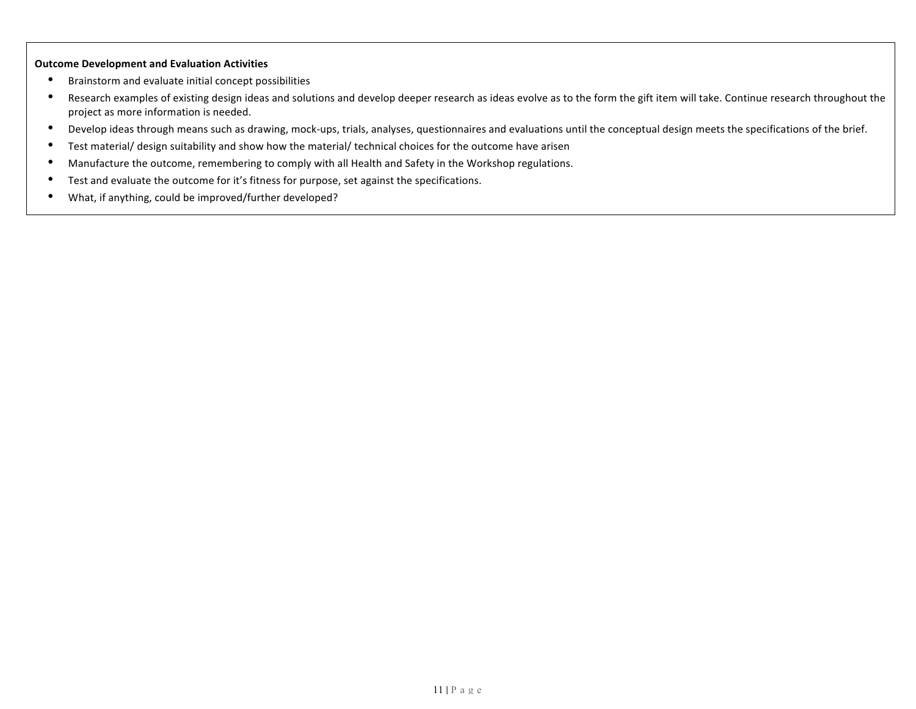**Outcome Development and Evaluation Activities**

- Brainstorm and evaluate initial concept possibilities
- Research examples of existing design ideas and solutions and develop deeper research as ideas evolve as to the form the gift item will take. Continue research throughout the project as more information is needed.
- Develop ideas through means such as drawing, mock-ups, trials, analyses, questionnaires and evaluations until the conceptual design meets the specifications of the brief.
- Test material/ design suitability and show how the material/ technical choices for the outcome have arisen
- Manufacture the outcome, remembering to comply with all Health and Safety in the Workshop regulations.
- Test and evaluate the outcome for it's fitness for purpose, set against the specifications.
- What, if anything, could be improved/further developed?